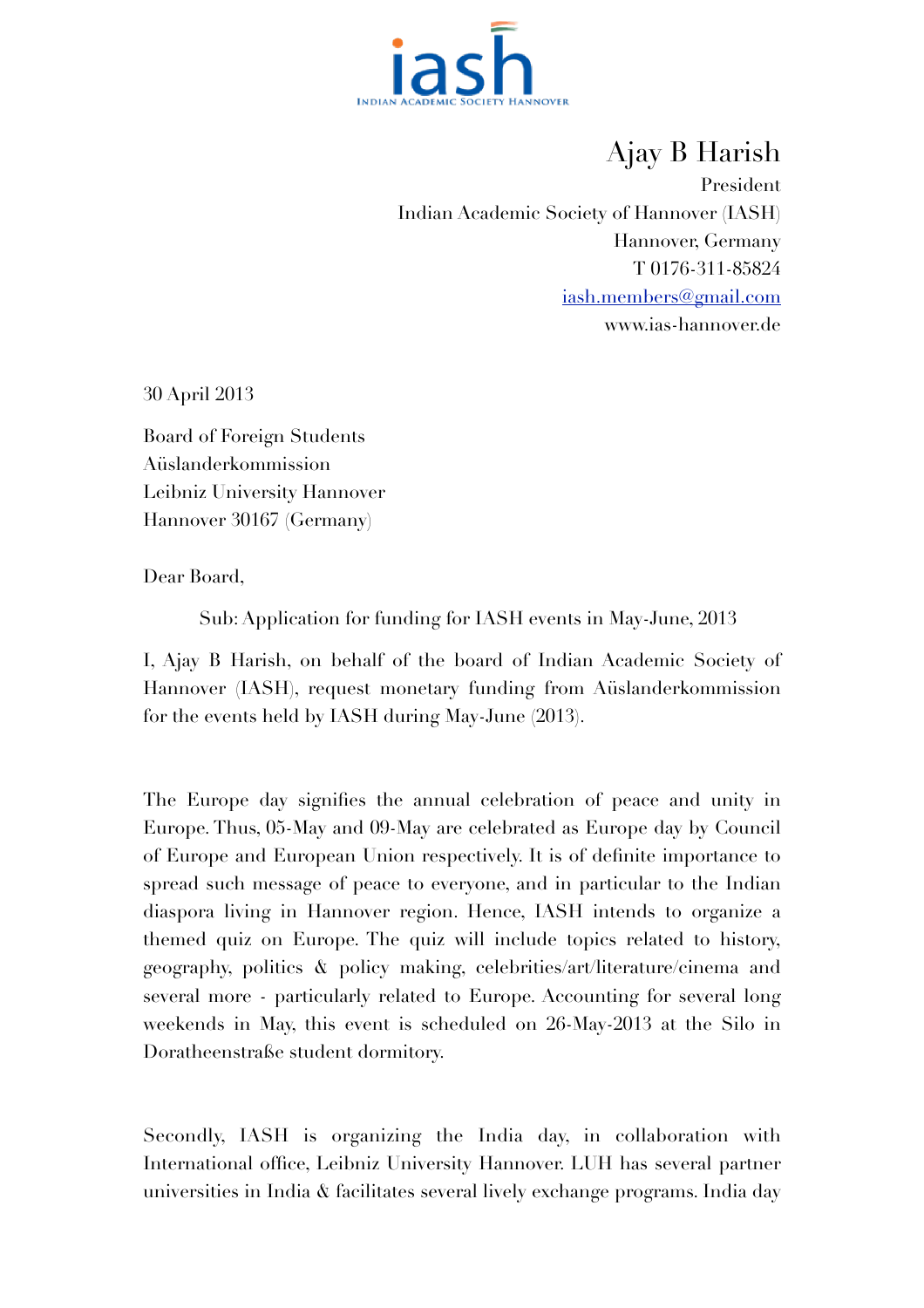iash

INDIAN ACADEMIC SOCIETY HANNOVER

Ajay B Harish
President
Indian Academic Society of Hannover (IASH)
Hannover, Germany
T 0176-311-85824
iash.members@gmail.com
www.ias-hannover.de

30 April 2013

Board of Foreign Students
Aüslanderkommission
Leibniz University Hannover
Hannover 30167 (Germany)

Dear Board,

Sub: Application for funding for IASH events in May-June, 2013

I, Ajay B Harish, on behalf of the board of Indian Academic Society of Hannover (IASH), request monetary funding from Aüslanderkommission for the events held by IASH during May-June (2013).

The Europe day signifies the annual celebration of peace and unity in Europe. Thus, 05-May and 09-May are celebrated as Europe day by Council of Europe and European Union respectively. It is of definite importance to spread such message of peace to everyone, and in particular to the Indian diaspora living in Hannover region. Hence, IASH intends to organize a themed quiz on Europe. The quiz will include topics related to history, geography, politics & policy making, celebrities/art/literature/cinema and several more - particularly related to Europe. Accounting for several long weekends in May, this event is scheduled on 26-May-2013 at the Silo in Doratheenstraße student dormitory.

Secondly, IASH is organizing the India day, in collaboration with International office, Leibniz University Hannover. LUH has several partner universities in India & facilitates several lively exchange programs. India day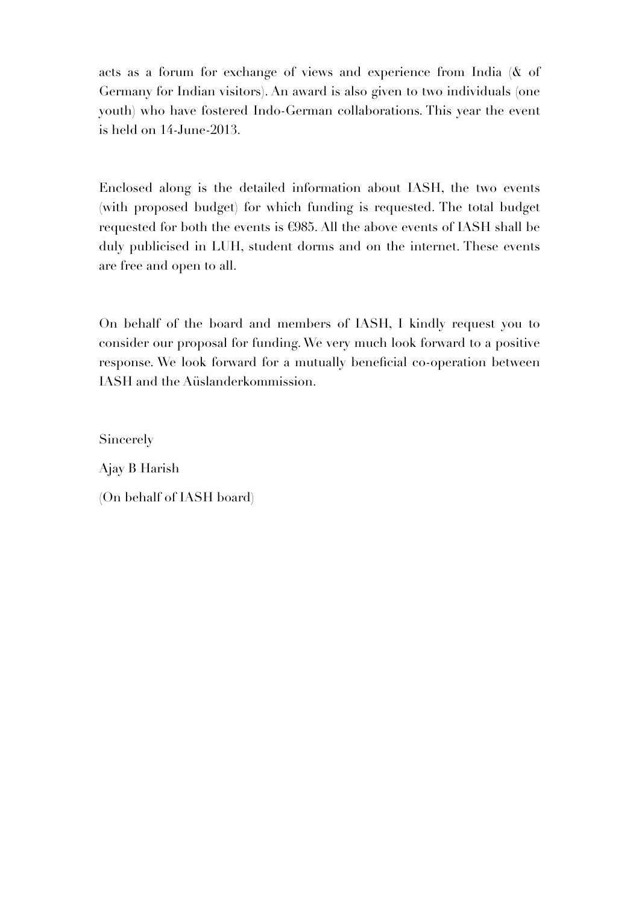acts as a forum for exchange of views and experience from India (& of Germany for Indian visitors). An award is also given to two individuals (one youth) who have fostered Indo-German collaborations. This year the event is held on 14-June-2013.

Enclosed along is the detailed information about IASH, the two events (with proposed budget) for which funding is requested. The total budget requested for both the events is €985. All the above events of IASH shall be duly publicised in LUH, student dorms and on the internet. These events are free and open to all.

On behalf of the board and members of IASH, I kindly request you to consider our proposal for funding. We very much look forward to a positive response. We look forward for a mutually beneficial co-operation between IASH and the Aüslanderkommission.

Sincerely

Ajay B Harish

(On behalf of IASH board)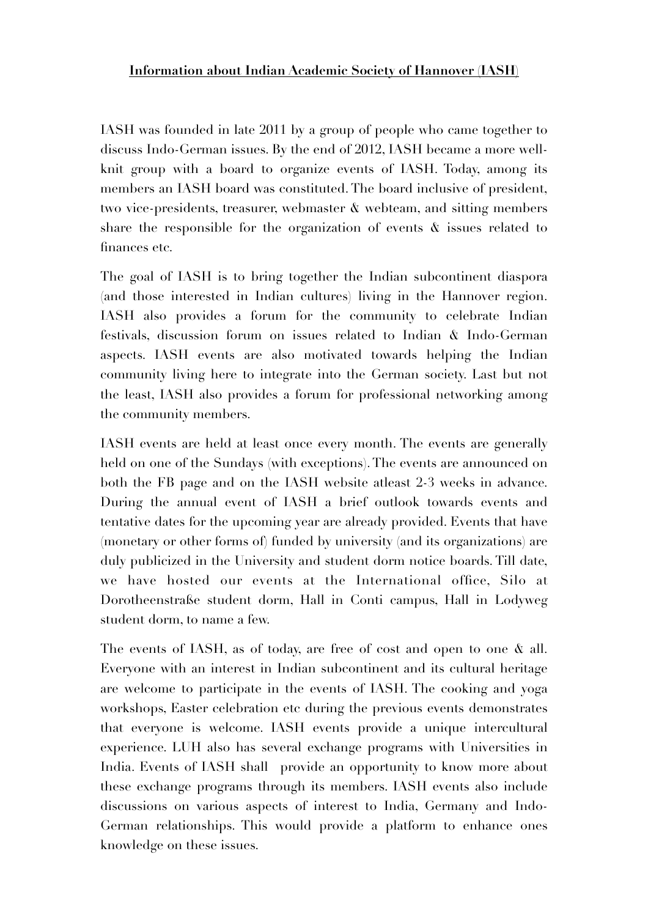**Information about Indian Academic Society of Hannover (IASH)**

IASH was founded in late 2011 by a group of people who came together to discuss Indo-German issues. By the end of 2012, IASH became a more well-knit group with a board to organize events of IASH. Today, among its members an IASH board was constituted. The board inclusive of president, two vice-presidents, treasurer, webmaster & webteam, and sitting members share the responsible for the organization of events & issues related to finances etc.

The goal of IASH is to bring together the Indian subcontinent diaspora (and those interested in Indian cultures) living in the Hannover region. IASH also provides a forum for the community to celebrate Indian festivals, discussion forum on issues related to Indian & Indo-German aspects. IASH events are also motivated towards helping the Indian community living here to integrate into the German society. Last but not the least, IASH also provides a forum for professional networking among the community members.

IASH events are held at least once every month. The events are generally held on one of the Sundays (with exceptions). The events are announced on both the FB page and on the IASH website atleast 2-3 weeks in advance. During the annual event of IASH a brief outlook towards events and tentative dates for the upcoming year are already provided. Events that have (monetary or other forms of) funded by university (and its organizations) are duly publicized in the University and student dorm notice boards. Till date, we have hosted our events at the International office, Silo at Dorotheenstraße student dorm, Hall in Conti campus, Hall in Lodyweg student dorm, to name a few.

The events of IASH, as of today, are free of cost and open to one & all. Everyone with an interest in Indian subcontinent and its cultural heritage are welcome to participate in the events of IASH. The cooking and yoga workshops, Easter celebration etc during the previous events demonstrates that everyone is welcome. IASH events provide a unique intercultural experience. LUH also has several exchange programs with Universities in India. Events of IASH shall provide an opportunity to know more about these exchange programs through its members. IASH events also include discussions on various aspects of interest to India, Germany and Indo-German relationships. This would provide a platform to enhance ones knowledge on these issues.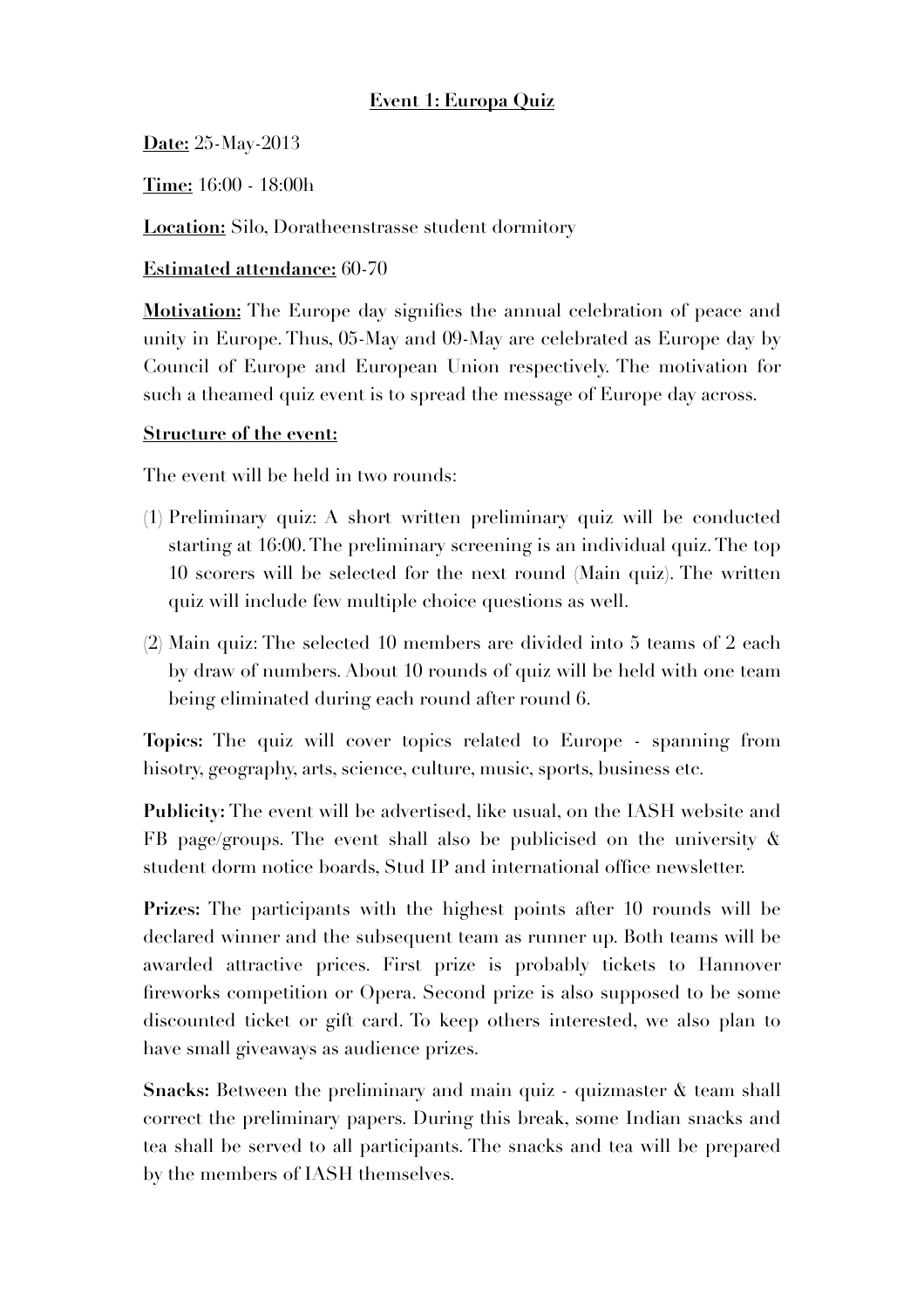**Event 1: Europa Quiz**

**Date:** 25-May-2013

**Time:** 16:00 - 18:00h

**Location:** Silo, Doratheenstrasse student dormitory

**Estimated attendance:** 60-70

**Motivation:** The Europe day signifies the annual celebration of peace and unity in Europe. Thus, 05-May and 09-May are celebrated as Europe day by Council of Europe and European Union respectively. The motivation for such a theamed quiz event is to spread the message of Europe day across.

**Structure of the event:**

The event will be held in two rounds:

(1) Preliminary quiz: A short written preliminary quiz will be conducted starting at 16:00. The preliminary screening is an individual quiz. The top 10 scorers will be selected for the next round (Main quiz). The written quiz will include few multiple choice questions as well.

(2) Main quiz: The selected 10 members are divided into 5 teams of 2 each by draw of numbers. About 10 rounds of quiz will be held with one team being eliminated during each round after round 6.

**Topics:** The quiz will cover topics related to Europe - spanning from hisotry, geography, arts, science, culture, music, sports, business etc.

**Publicity:** The event will be advertised, like usual, on the IASH website and FB page/groups. The event shall also be publicised on the university & student dorm notice boards, Stud IP and international office newsletter.

**Prizes:** The participants with the highest points after 10 rounds will be declared winner and the subsequent team as runner up. Both teams will be awarded attractive prices. First prize is probably tickets to Hannover fireworks competition or Opera. Second prize is also supposed to be some discounted ticket or gift card. To keep others interested, we also plan to have small giveaways as audience prizes.

**Snacks:** Between the preliminary and main quiz - quizmaster & team shall correct the preliminary papers. During this break, some Indian snacks and tea shall be served to all participants. The snacks and tea will be prepared by the members of IASH themselves.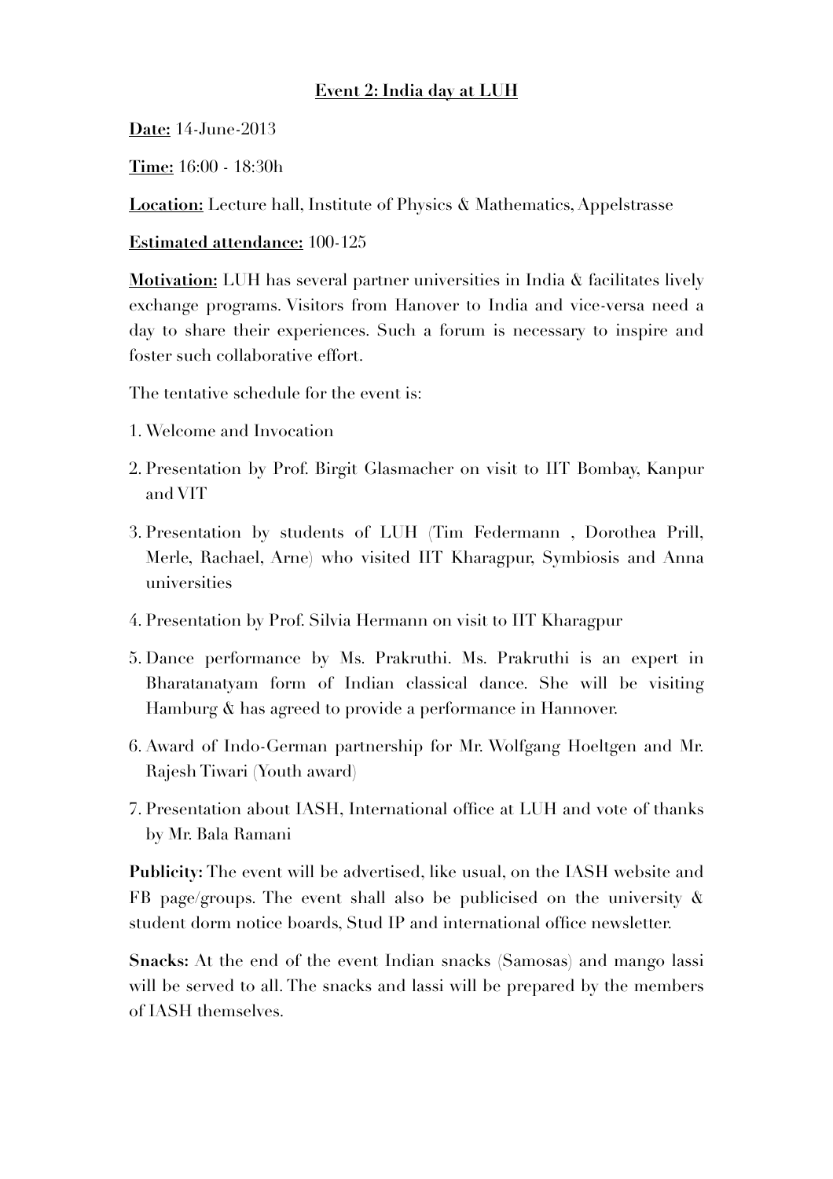**Event 2: India day at LUH**

**Date:** 14-June-2013

**Time:** 16:00 - 18:30h

**Location:** Lecture hall, Institute of Physics & Mathematics, Appelstrasse

**Estimated attendance:** 100-125

**Motivation:** LUH has several partner universities in India & facilitates lively exchange programs. Visitors from Hanover to India and vice-versa need a day to share their experiences. Such a forum is necessary to inspire and foster such collaborative effort.

The tentative schedule for the event is:

1. Welcome and Invocation
2. Presentation by Prof. Birgit Glasmacher on visit to IIT Bombay, Kanpur and VIT
3. Presentation by students of LUH (Tim Federmann , Dorothea Prill, Merle, Rachael, Arne) who visited IIT Kharagpur, Symbiosis and Anna universities
4. Presentation by Prof. Silvia Hermann on visit to IIT Kharagpur
5. Dance performance by Ms. Prakruthi. Ms. Prakruthi is an expert in Bharatanatyam form of Indian classical dance. She will be visiting Hamburg & has agreed to provide a performance in Hannover.
6. Award of Indo-German partnership for Mr. Wolfgang Hoeltgen and Mr. Rajesh Tiwari (Youth award)
7. Presentation about IASH, International office at LUH and vote of thanks by Mr. Bala Ramani

**Publicity:** The event will be advertised, like usual, on the IASH website and FB page/groups. The event shall also be publicised on the university & student dorm notice boards, Stud IP and international office newsletter.

**Snacks:** At the end of the event Indian snacks (Samosas) and mango lassi will be served to all. The snacks and lassi will be prepared by the members of IASH themselves.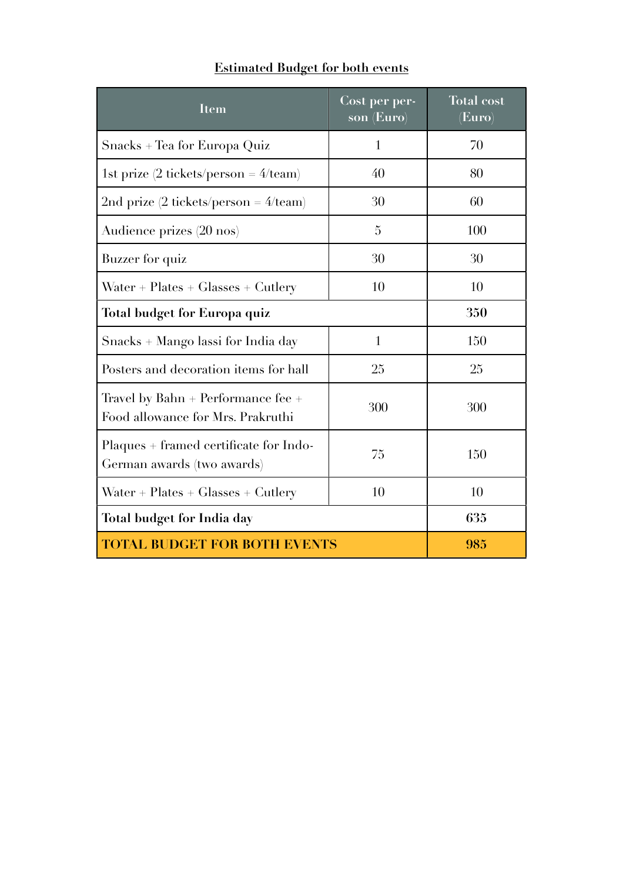**Estimated Budget for both events**

| Item | Cost per person (Euro) | Total cost (Euro) |
|---|---|---|
| Snacks + Tea for Europa Quiz | 1 | 70 |
| 1st prize (2 tickets/person = 4/team) | 40 | 80 |
| 2nd prize (2 tickets/person = 4/team) | 30 | 60 |
| Audience prizes (20 nos) | 5 | 100 |
| Buzzer for quiz | 30 | 30 |
| Water + Plates + Glasses + Cutlery | 10 | 10 |
| **Total budget for Europa quiz** | | **350** |
| Snacks + Mango lassi for India day | 1 | 150 |
| Posters and decoration items for hall | 25 | 25 |
| Travel by Bahn + Performance fee + Food allowance for Mrs. Prakruthi | 300 | 300 |
| Plaques + framed certificate for Indo-German awards (two awards) | 75 | 150 |
| Water + Plates + Glasses + Cutlery | 10 | 10 |
| **Total budget for India day** | | **635** |
| **TOTAL BUDGET FOR BOTH EVENTS** | | **985** |